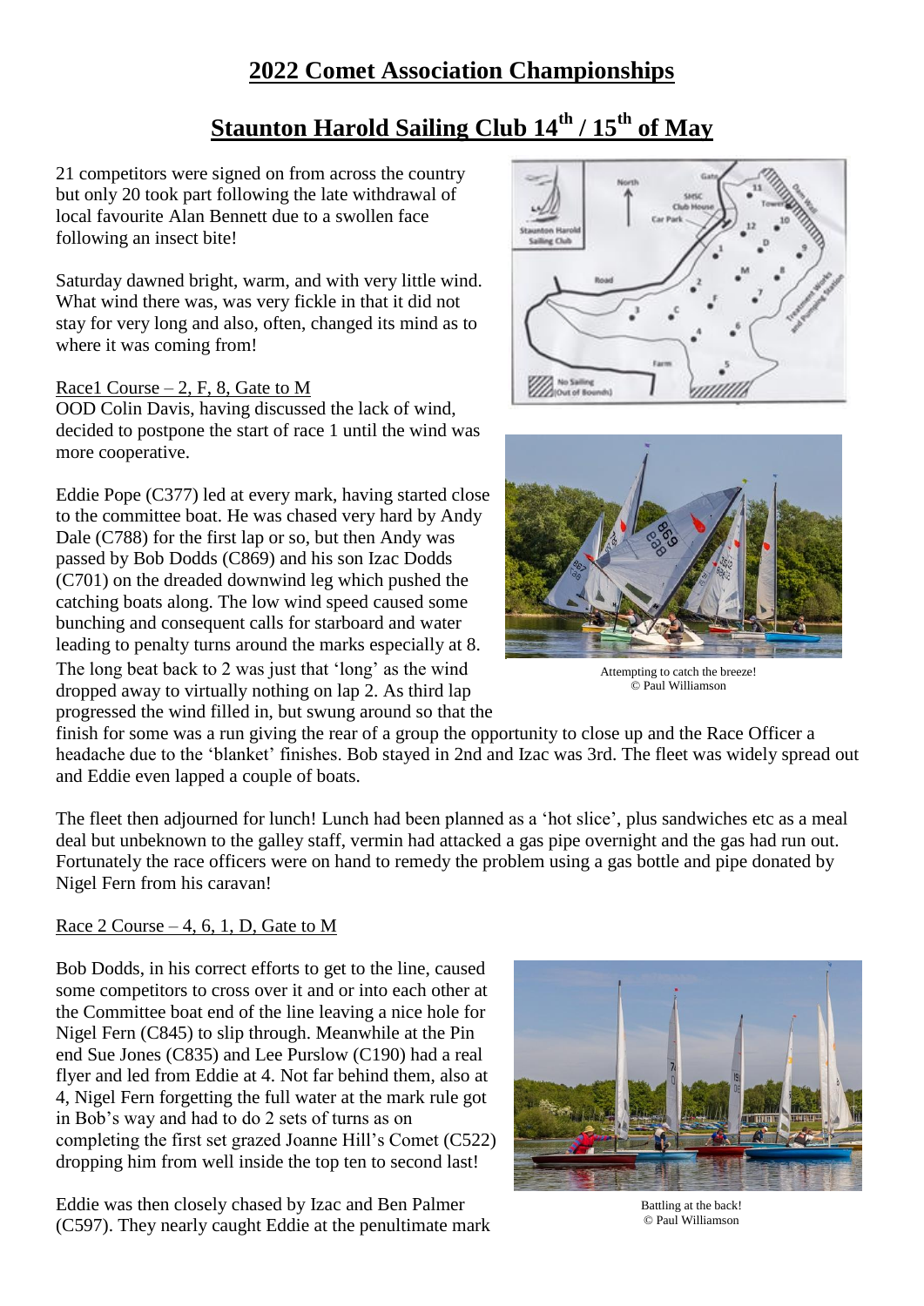# 2022 Comet Association Championships

## Staunton Harold Sailing Club 14th / 15th of May

21 competitors were signed on from across the country but only 20 took part following the late withdrawal of local favourite Alan Bennett due to a swollen face following an insect bite!

Saturday dawned bright, warm, and with very little wind. What wind there was, was very fickle in that it did not stay for very long and also, often, changed its mind as to where it was coming from!

Race1 Course – 2, F, 8, Gate to M

OOD Colin Davis, having discussed the lack of wind, decided to postpone the start of race 1 until the wind was more cooperative.

Eddie Pope (C377) led at every mark, having started close to the committee boat. He was chased very hard by Andy Dale (C788) for the first lap or so, but then Andy was passed by Bob Dodds (C869) and his son Izac Dodds (C701) on the dreaded downwind leg which pushed the catching boats along. The low wind speed caused some bunching and consequent calls for starboard and water leading to penalty turns around the marks especially at 8. The long beat back to 2 was just that 'long' as the wind dropped away to virtually nothing on lap 2. As third lap progressed the wind filled in, but swung around so that the finish for some was a run giving the rear of a group the opportunity to close up and the Race Officer a headache due to the 'blanket' finishes. Bob stayed in 2nd and Izac was 3rd. The fleet was widely spread out and Eddie even lapped a couple of boats.

Attempting to catch the breeze!
© Paul Williamson

The fleet then adjourned for lunch! Lunch had been planned as a 'hot slice', plus sandwiches etc as a meal deal but unbeknown to the galley staff, vermin had attacked a gas pipe overnight and the gas had run out. Fortunately the race officers were on hand to remedy the problem using a gas bottle and pipe donated by Nigel Fern from his caravan!

Race 2 Course – 4, 6, 1, D, Gate to M

Bob Dodds, in his correct efforts to get to the line, caused some competitors to cross over it and or into each other at the Committee boat end of the line leaving a nice hole for Nigel Fern (C845) to slip through. Meanwhile at the Pin end Sue Jones (C835) and Lee Purslow (C190) had a real flyer and led from Eddie at 4. Not far behind them, also at 4, Nigel Fern forgetting the full water at the mark rule got in Bob's way and had to do 2 sets of turns as on completing the first set grazed Joanne Hill's Comet (C522) dropping him from well inside the top ten to second last!

Battling at the back!
© Paul Williamson

Eddie was then closely chased by Izac and Ben Palmer (C597). They nearly caught Eddie at the penultimate mark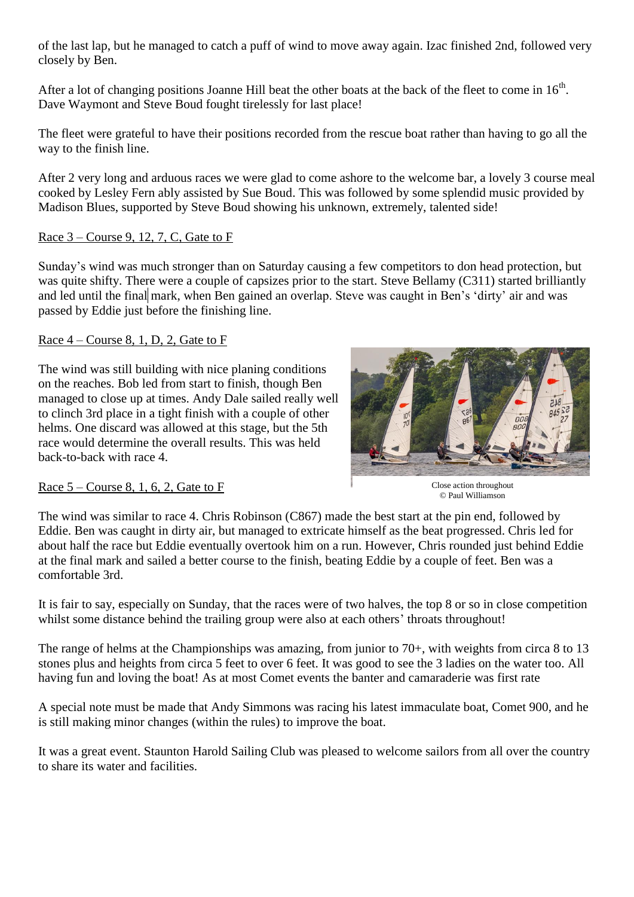of the last lap, but he managed to catch a puff of wind to move away again. Izac finished 2nd, followed very closely by Ben.

After a lot of changing positions Joanne Hill beat the other boats at the back of the fleet to come in 16th. Dave Waymont and Steve Boud fought tirelessly for last place!

The fleet were grateful to have their positions recorded from the rescue boat rather than having to go all the way to the finish line.

After 2 very long and arduous races we were glad to come ashore to the welcome bar, a lovely 3 course meal cooked by Lesley Fern ably assisted by Sue Boud. This was followed by some splendid music provided by Madison Blues, supported by Steve Boud showing his unknown, extremely, talented side!

Race 3 – Course 9, 12, 7, C, Gate to F

Sunday's wind was much stronger than on Saturday causing a few competitors to don head protection, but was quite shifty. There were a couple of capsizes prior to the start. Steve Bellamy (C311) started brilliantly and led until the final mark, when Ben gained an overlap. Steve was caught in Ben's 'dirty' air and was passed by Eddie just before the finishing line.

Race 4 – Course 8, 1, D, 2, Gate to F

The wind was still building with nice planing conditions on the reaches. Bob led from start to finish, though Ben managed to close up at times. Andy Dale sailed really well to clinch 3rd place in a tight finish with a couple of other helms. One discard was allowed at this stage, but the 5th race would determine the overall results. This was held back-to-back with race 4.

Close action throughout
© Paul Williamson

Race 5 – Course 8, 1, 6, 2, Gate to F

The wind was similar to race 4. Chris Robinson (C867) made the best start at the pin end, followed by Eddie. Ben was caught in dirty air, but managed to extricate himself as the beat progressed. Chris led for about half the race but Eddie eventually overtook him on a run. However, Chris rounded just behind Eddie at the final mark and sailed a better course to the finish, beating Eddie by a couple of feet. Ben was a comfortable 3rd.

It is fair to say, especially on Sunday, that the races were of two halves, the top 8 or so in close competition whilst some distance behind the trailing group were also at each others' throats throughout!

The range of helms at the Championships was amazing, from junior to 70+, with weights from circa 8 to 13 stones plus and heights from circa 5 feet to over 6 feet. It was good to see the 3 ladies on the water too. All having fun and loving the boat! As at most Comet events the banter and camaraderie was first rate

A special note must be made that Andy Simmons was racing his latest immaculate boat, Comet 900, and he is still making minor changes (within the rules) to improve the boat.

It was a great event. Staunton Harold Sailing Club was pleased to welcome sailors from all over the country to share its water and facilities.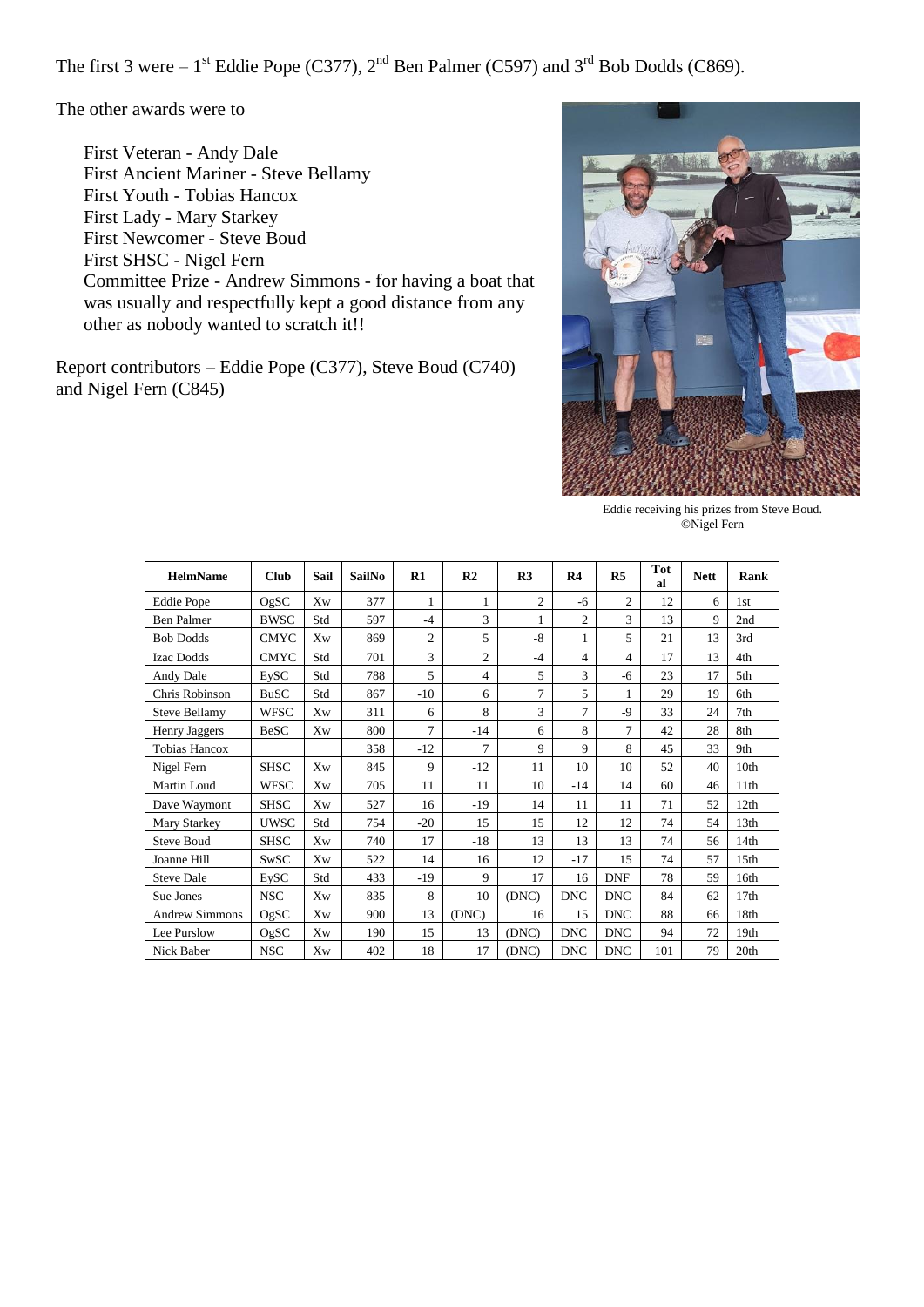The first 3 were – 1st Eddie Pope (C377), 2nd Ben Palmer (C597) and 3rd Bob Dodds (C869).

The other awards were to

First Veteran - Andy Dale
First Ancient Mariner - Steve Bellamy
First Youth - Tobias Hancox
First Lady - Mary Starkey
First Newcomer - Steve Boud
First SHSC - Nigel Fern
Committee Prize - Andrew Simmons - for having a boat that was usually and respectfully kept a good distance from any other as nobody wanted to scratch it!!

Report contributors – Eddie Pope (C377), Steve Boud (C740) and Nigel Fern (C845)

Eddie receiving his prizes from Steve Boud.
©Nigel Fern

| HelmName | Club | Sail | SailNo | R1 | R2 | R3 | R4 | R5 | Total | Nett | Rank |
|---|---|---|---|---|---|---|---|---|---|---|---|
| Eddie Pope | OgSC | Xw | 377 | 1 | 1 | 2 | -6 | 2 | 12 | 6 | 1st |
| Ben Palmer | BWSC | Std | 597 | -4 | 3 | 1 | 2 | 3 | 13 | 9 | 2nd |
| Bob Dodds | CMYC | Xw | 869 | 2 | 5 | -8 | 1 | 5 | 21 | 13 | 3rd |
| Izac Dodds | CMYC | Std | 701 | 3 | 2 | -4 | 4 | 4 | 17 | 13 | 4th |
| Andy Dale | EySC | Std | 788 | 5 | 4 | 5 | 3 | -6 | 23 | 17 | 5th |
| Chris Robinson | BuSC | Std | 867 | -10 | 6 | 7 | 5 | 1 | 29 | 19 | 6th |
| Steve Bellamy | WFSC | Xw | 311 | 6 | 8 | 3 | 7 | -9 | 33 | 24 | 7th |
| Henry Jaggers | BeSC | Xw | 800 | 7 | -14 | 6 | 8 | 7 | 42 | 28 | 8th |
| Tobias Hancox | | | 358 | -12 | 7 | 9 | 9 | 8 | 45 | 33 | 9th |
| Nigel Fern | SHSC | Xw | 845 | 9 | -12 | 11 | 10 | 10 | 52 | 40 | 10th |
| Martin Loud | WFSC | Xw | 705 | 11 | 11 | 10 | -14 | 14 | 60 | 46 | 11th |
| Dave Waymont | SHSC | Xw | 527 | 16 | -19 | 14 | 11 | 11 | 71 | 52 | 12th |
| Mary Starkey | UWSC | Std | 754 | -20 | 15 | 15 | 12 | 12 | 74 | 54 | 13th |
| Steve Boud | SHSC | Xw | 740 | 17 | -18 | 13 | 13 | 13 | 74 | 56 | 14th |
| Joanne Hill | SwSC | Xw | 522 | 14 | 16 | 12 | -17 | 15 | 74 | 57 | 15th |
| Steve Dale | EySC | Std | 433 | -19 | 9 | 17 | 16 | DNF | 78 | 59 | 16th |
| Sue Jones | NSC | Xw | 835 | 8 | 10 | (DNC) | DNC | DNC | 84 | 62 | 17th |
| Andrew Simmons | OgSC | Xw | 900 | 13 | (DNC) | 16 | 15 | DNC | 88 | 66 | 18th |
| Lee Purslow | OgSC | Xw | 190 | 15 | 13 | (DNC) | DNC | DNC | 94 | 72 | 19th |
| Nick Baber | NSC | Xw | 402 | 18 | 17 | (DNC) | DNC | DNC | 101 | 79 | 20th |